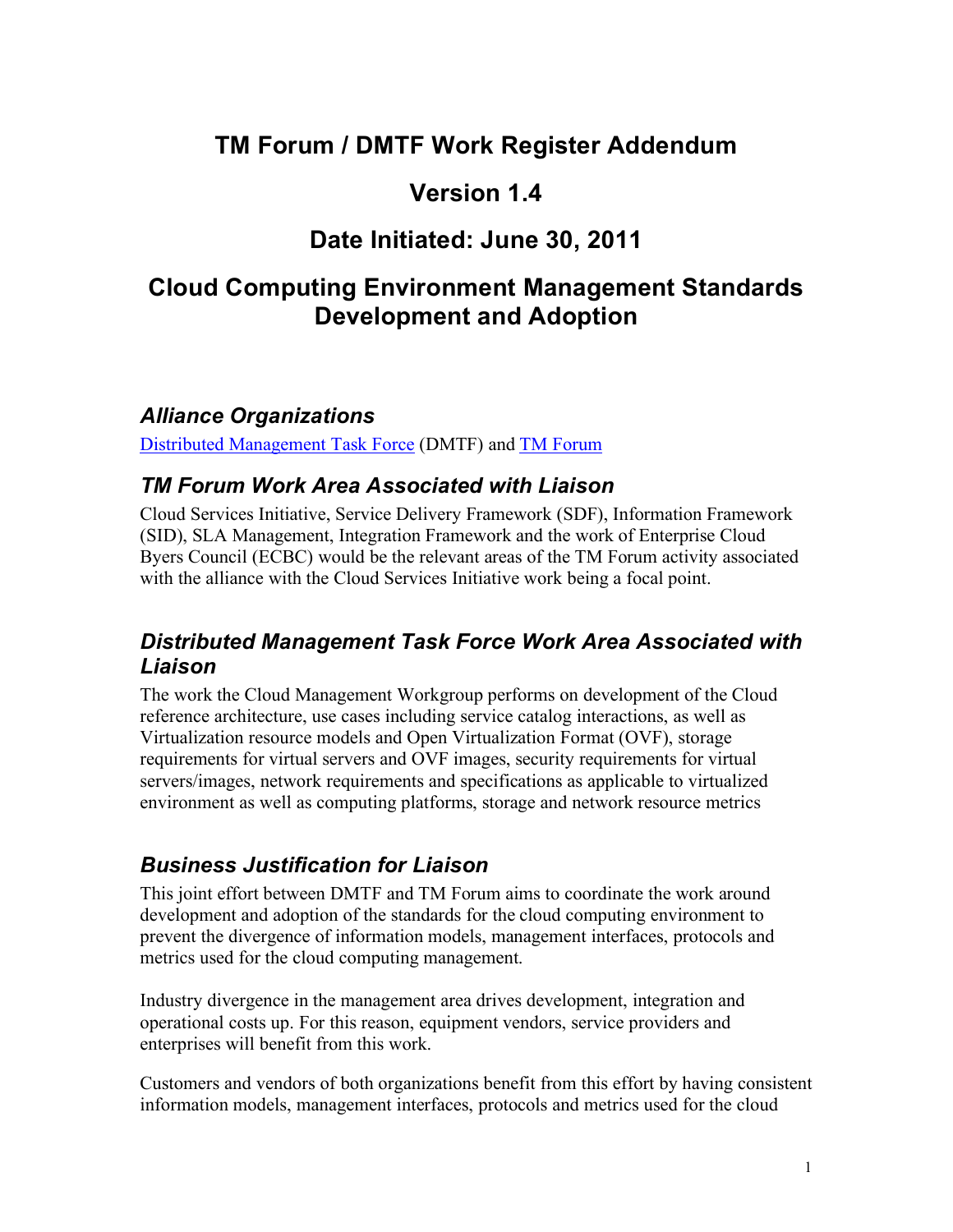# TM Forum / DMTF Work Register Addendum

# Version 1.4

# Date Initiated: June 30, 2011

# Cloud Computing Environment Management Standards Development and Adoption

## *Alliance Organizations*

[Distributed Management Task Force](#) (DMTF) and [TM Forum](#)

## *TM Forum Work Area Associated with Liaison*

Cloud Services Initiative, Service Delivery Framework (SDF), Information Framework (SID), SLA Management, Integration Framework and the work of Enterprise Cloud Byers Council (ECBC) would be the relevant areas of the TM Forum activity associated with the alliance with the Cloud Services Initiative work being a focal point.

## *Distributed Management Task Force Work Area Associated with Liaison*

The work the Cloud Management Workgroup performs on development of the Cloud reference architecture, use cases including service catalog interactions, as well as Virtualization resource models and Open Virtualization Format (OVF), storage requirements for virtual servers and OVF images, security requirements for virtual servers/images, network requirements and specifications as applicable to virtualized environment as well as computing platforms, storage and network resource metrics

## *Business Justification for Liaison*

This joint effort between DMTF and TM Forum aims to coordinate the work around development and adoption of the standards for the cloud computing environment to prevent the divergence of information models, management interfaces, protocols and metrics used for the cloud computing management.

Industry divergence in the management area drives development, integration and operational costs up. For this reason, equipment vendors, service providers and enterprises will benefit from this work.

Customers and vendors of both organizations benefit from this effort by having consistent information models, management interfaces, protocols and metrics used for the cloud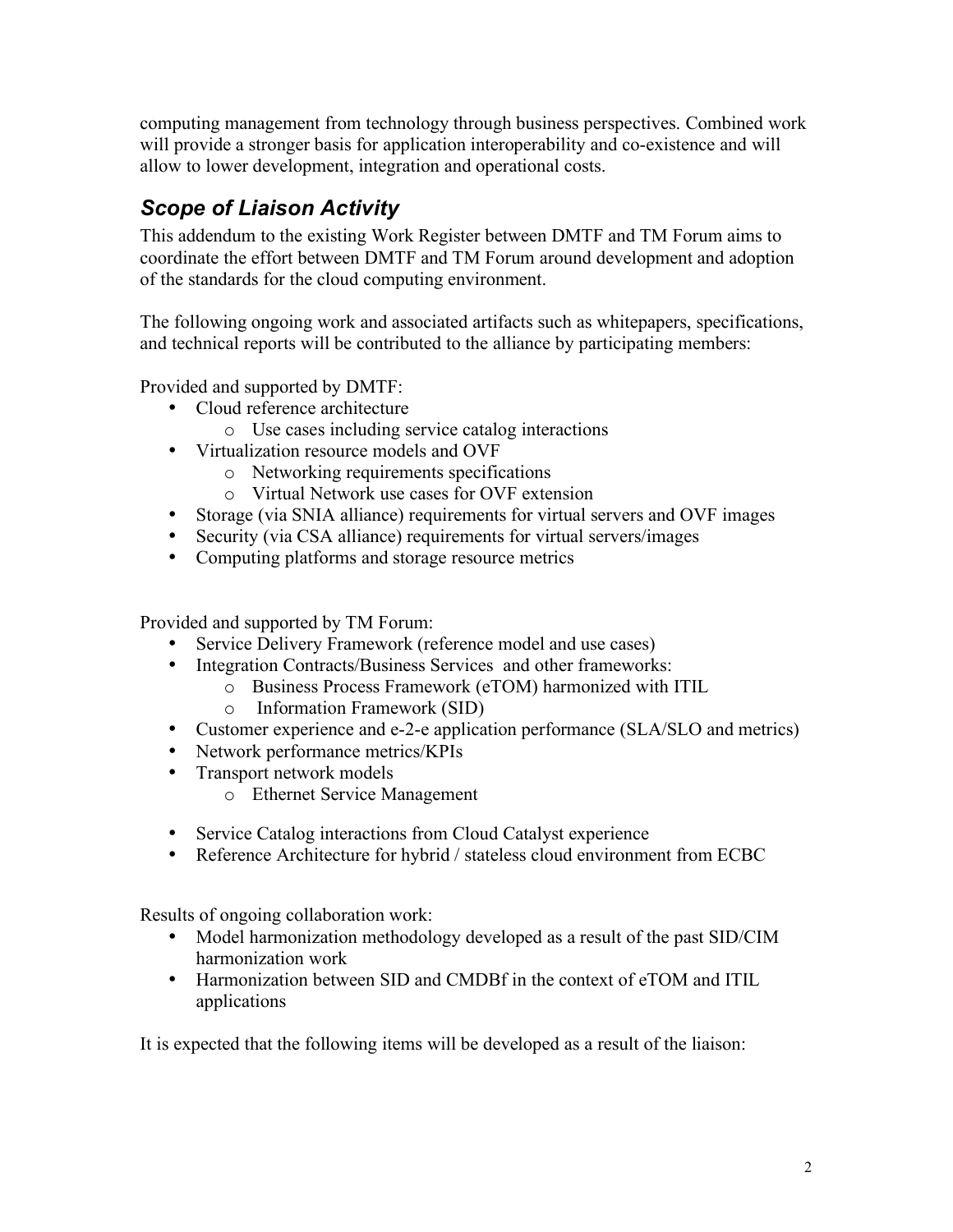computing management from technology through business perspectives. Combined work will provide a stronger basis for application interoperability and co-existence and will allow to lower development, integration and operational costs.

## *Scope of Liaison Activity*

This addendum to the existing Work Register between DMTF and TM Forum aims to coordinate the effort between DMTF and TM Forum around development and adoption of the standards for the cloud computing environment.

The following ongoing work and associated artifacts such as whitepapers, specifications, and technical reports will be contributed to the alliance by participating members:

Provided and supported by DMTF:

- Cloud reference architecture
  - Use cases including service catalog interactions
- Virtualization resource models and OVF
  - Networking requirements specifications
  - Virtual Network use cases for OVF extension
- Storage (via SNIA alliance) requirements for virtual servers and OVF images
- Security (via CSA alliance) requirements for virtual servers/images
- Computing platforms and storage resource metrics

Provided and supported by TM Forum:

- Service Delivery Framework (reference model and use cases)
- Integration Contracts/Business Services and other frameworks:
  - Business Process Framework (eTOM) harmonized with ITIL
  - Information Framework (SID)
- Customer experience and e-2-e application performance (SLA/SLO and metrics)
- Network performance metrics/KPIs
- Transport network models
  - Ethernet Service Management
- Service Catalog interactions from Cloud Catalyst experience
- Reference Architecture for hybrid / stateless cloud environment from ECBC

Results of ongoing collaboration work:

- Model harmonization methodology developed as a result of the past SID/CIM harmonization work
- Harmonization between SID and CMDBf in the context of eTOM and ITIL applications

It is expected that the following items will be developed as a result of the liaison: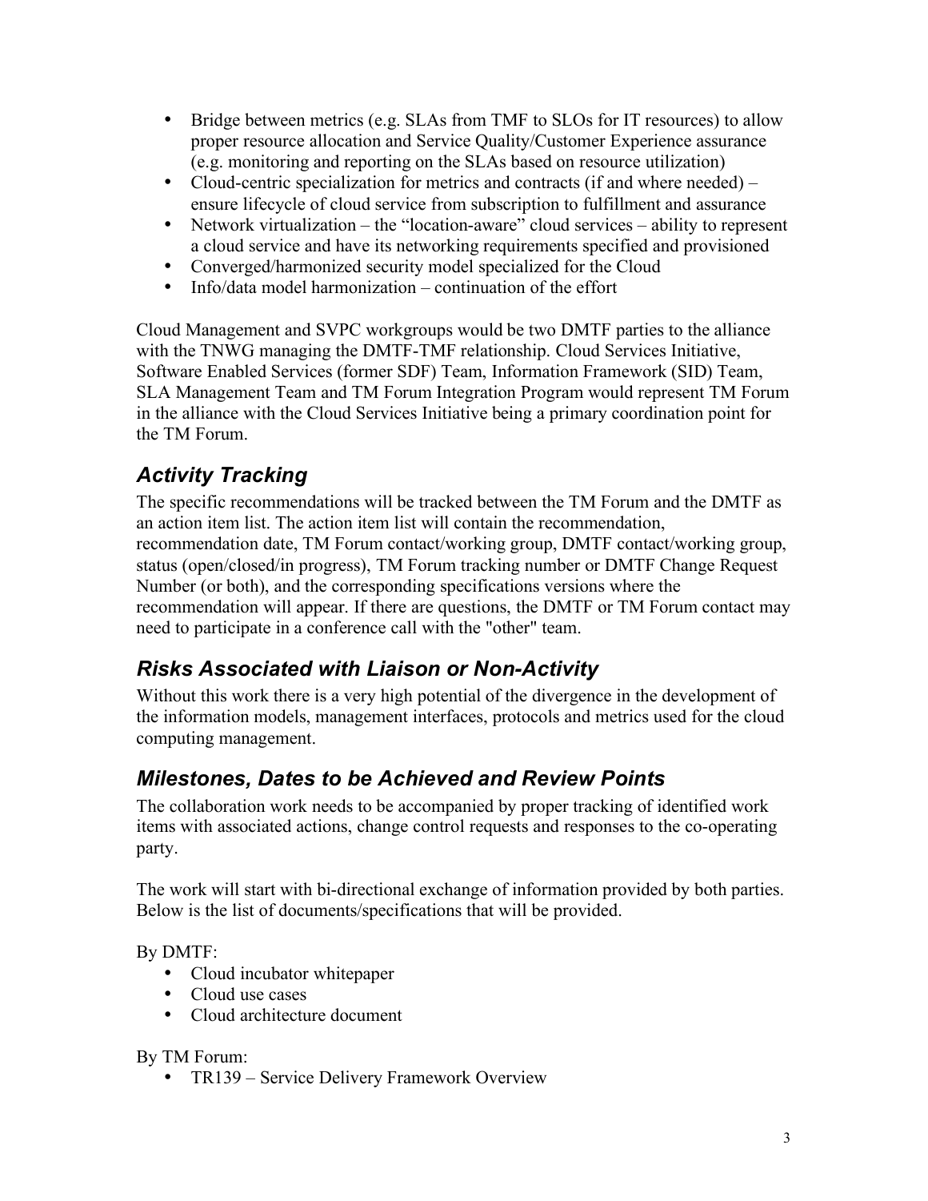- Bridge between metrics (e.g. SLAs from TMF to SLOs for IT resources) to allow proper resource allocation and Service Quality/Customer Experience assurance (e.g. monitoring and reporting on the SLAs based on resource utilization)
- Cloud-centric specialization for metrics and contracts (if and where needed) – ensure lifecycle of cloud service from subscription to fulfillment and assurance
- Network virtualization – the "location-aware" cloud services – ability to represent a cloud service and have its networking requirements specified and provisioned
- Converged/harmonized security model specialized for the Cloud
- Info/data model harmonization – continuation of the effort

Cloud Management and SVPC workgroups would be two DMTF parties to the alliance with the TNWG managing the DMTF-TMF relationship. Cloud Services Initiative, Software Enabled Services (former SDF) Team, Information Framework (SID) Team, SLA Management Team and TM Forum Integration Program would represent TM Forum in the alliance with the Cloud Services Initiative being a primary coordination point for the TM Forum.

## *Activity Tracking*

The specific recommendations will be tracked between the TM Forum and the DMTF as an action item list. The action item list will contain the recommendation, recommendation date, TM Forum contact/working group, DMTF contact/working group, status (open/closed/in progress), TM Forum tracking number or DMTF Change Request Number (or both), and the corresponding specifications versions where the recommendation will appear. If there are questions, the DMTF or TM Forum contact may need to participate in a conference call with the "other" team.

## *Risks Associated with Liaison or Non-Activity*

Without this work there is a very high potential of the divergence in the development of the information models, management interfaces, protocols and metrics used for the cloud computing management.

## *Milestones, Dates to be Achieved and Review Points*

The collaboration work needs to be accompanied by proper tracking of identified work items with associated actions, change control requests and responses to the co-operating party.

The work will start with bi-directional exchange of information provided by both parties. Below is the list of documents/specifications that will be provided.

By DMTF:

- Cloud incubator whitepaper
- Cloud use cases
- Cloud architecture document

By TM Forum:

- TR139 – Service Delivery Framework Overview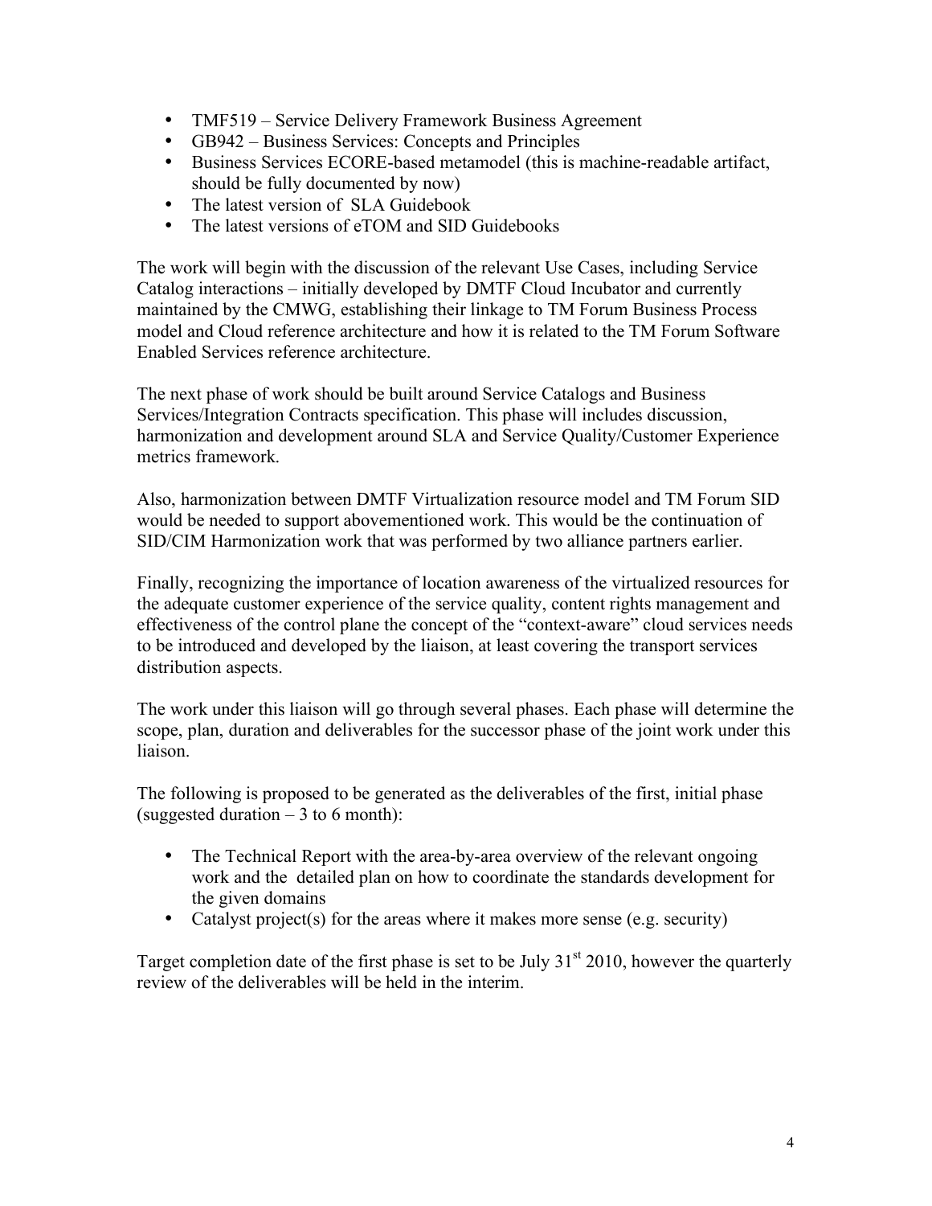- TMF519 – Service Delivery Framework Business Agreement
- GB942 – Business Services: Concepts and Principles
- Business Services ECORE-based metamodel (this is machine-readable artifact, should be fully documented by now)
- The latest version of SLA Guidebook
- The latest versions of eTOM and SID Guidebooks

The work will begin with the discussion of the relevant Use Cases, including Service Catalog interactions – initially developed by DMTF Cloud Incubator and currently maintained by the CMWG, establishing their linkage to TM Forum Business Process model and Cloud reference architecture and how it is related to the TM Forum Software Enabled Services reference architecture.

The next phase of work should be built around Service Catalogs and Business Services/Integration Contracts specification. This phase will includes discussion, harmonization and development around SLA and Service Quality/Customer Experience metrics framework.

Also, harmonization between DMTF Virtualization resource model and TM Forum SID would be needed to support abovementioned work. This would be the continuation of SID/CIM Harmonization work that was performed by two alliance partners earlier.

Finally, recognizing the importance of location awareness of the virtualized resources for the adequate customer experience of the service quality, content rights management and effectiveness of the control plane the concept of the "context-aware" cloud services needs to be introduced and developed by the liaison, at least covering the transport services distribution aspects.

The work under this liaison will go through several phases. Each phase will determine the scope, plan, duration and deliverables for the successor phase of the joint work under this liaison.

The following is proposed to be generated as the deliverables of the first, initial phase (suggested duration – 3 to 6 month):

- The Technical Report with the area-by-area overview of the relevant ongoing work and the detailed plan on how to coordinate the standards development for the given domains
- Catalyst project(s) for the areas where it makes more sense (e.g. security)

Target completion date of the first phase is set to be July 31st 2010, however the quarterly review of the deliverables will be held in the interim.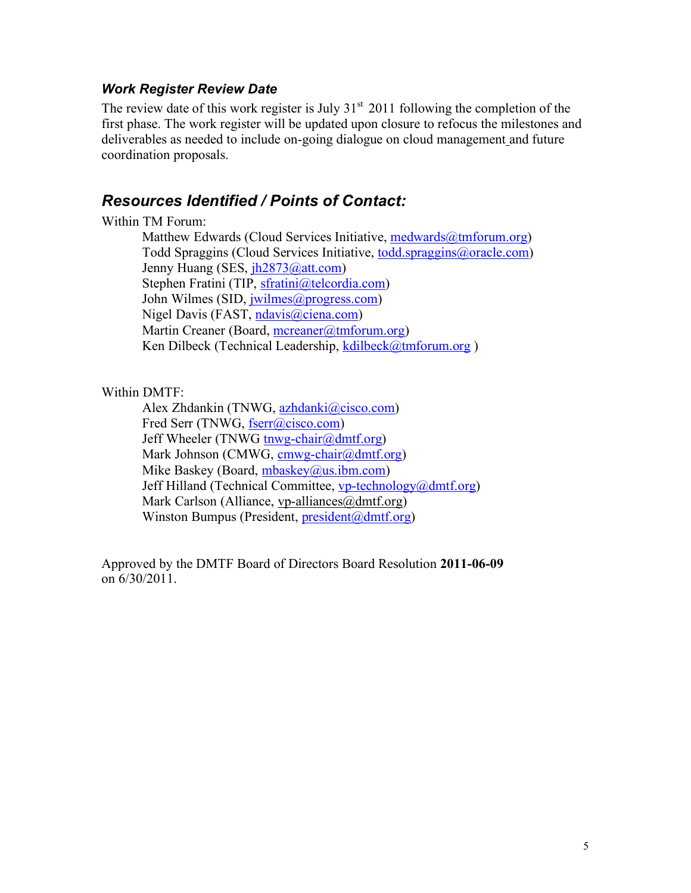### *Work Register Review Date*

The review date of this work register is July 31st 2011 following the completion of the first phase. The work register will be updated upon closure to refocus the milestones and deliverables as needed to include on-going dialogue on cloud management and future coordination proposals.

## *Resources Identified / Points of Contact:*

Within TM Forum:

Matthew Edwards (Cloud Services Initiative, medwards@tmforum.org)
Todd Spraggins (Cloud Services Initiative, todd.spraggins@oracle.com)
Jenny Huang (SES, jh2873@att.com)
Stephen Fratini (TIP, sfratini@telcordia.com)
John Wilmes (SID, jwilmes@progress.com)
Nigel Davis (FAST, ndavis@ciena.com)
Martin Creaner (Board, mcreaner@tmforum.org)
Ken Dilbeck (Technical Leadership, kdilbeck@tmforum.org )

Within DMTF:

Alex Zhdankin (TNWG, azhdanki@cisco.com)
Fred Serr (TNWG, fserr@cisco.com)
Jeff Wheeler (TNWG tnwg-chair@dmtf.org)
Mark Johnson (CMWG, cmwg-chair@dmtf.org)
Mike Baskey (Board, mbaskey@us.ibm.com)
Jeff Hilland (Technical Committee, vp-technology@dmtf.org)
Mark Carlson (Alliance, vp-alliances@dmtf.org)
Winston Bumpus (President, president@dmtf.org)

Approved by the DMTF Board of Directors Board Resolution **2011-06-09** on 6/30/2011.